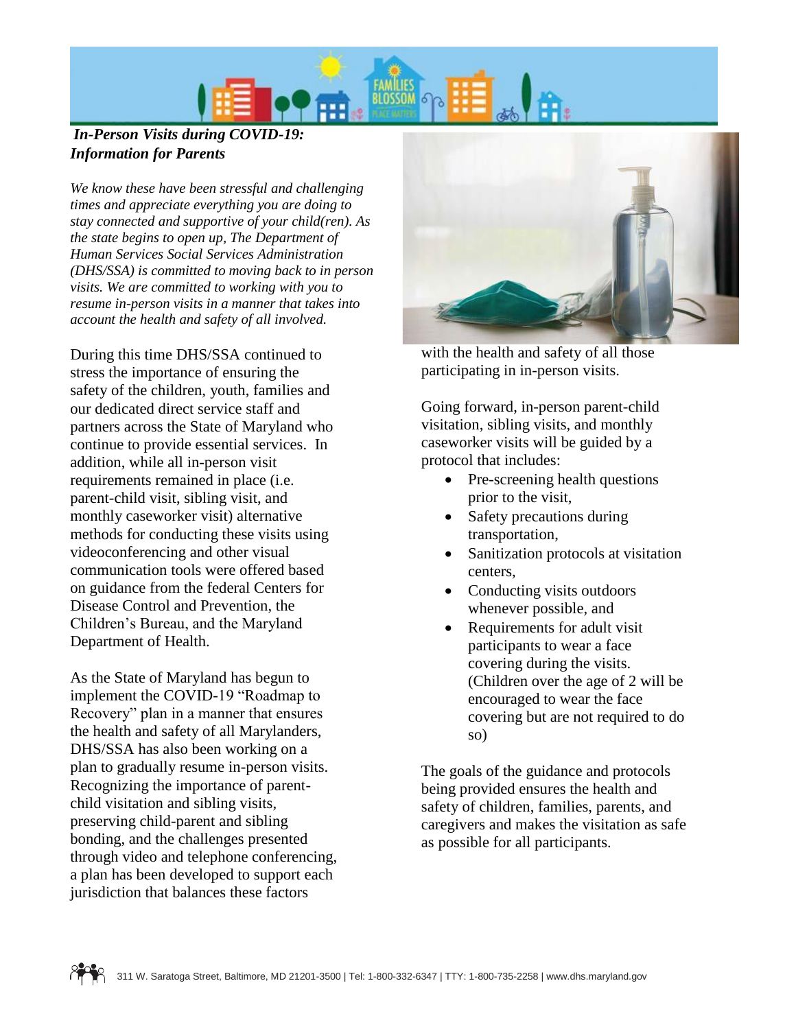***In-Person Visits during COVID-19: Information for Parents***

*We know these have been stressful and challenging times and appreciate everything you are doing to stay connected and supportive of your child(ren). As the state begins to open up, The Department of Human Services Social Services Administration (DHS/SSA) is committed to moving back to in person visits. We are committed to working with you to resume in-person visits in a manner that takes into account the health and safety of all involved.*

During this time DHS/SSA continued to stress the importance of ensuring the safety of the children, youth, families and our dedicated direct service staff and partners across the State of Maryland who continue to provide essential services. In addition, while all in-person visit requirements remained in place (i.e. parent-child visit, sibling visit, and monthly caseworker visit) alternative methods for conducting these visits using videoconferencing and other visual communication tools were offered based on guidance from the federal Centers for Disease Control and Prevention, the Children's Bureau, and the Maryland Department of Health.

As the State of Maryland has begun to implement the COVID-19 "Roadmap to Recovery" plan in a manner that ensures the health and safety of all Marylanders, DHS/SSA has also been working on a plan to gradually resume in-person visits. Recognizing the importance of parent-child visitation and sibling visits, preserving child-parent and sibling bonding, and the challenges presented through video and telephone conferencing, a plan has been developed to support each jurisdiction that balances these factors with the health and safety of all those participating in in-person visits.

Going forward, in-person parent-child visitation, sibling visits, and monthly caseworker visits will be guided by a protocol that includes:

- Pre-screening health questions prior to the visit,
- Safety precautions during transportation,
- Sanitization protocols at visitation centers,
- Conducting visits outdoors whenever possible, and
- Requirements for adult visit participants to wear a face covering during the visits. (Children over the age of 2 will be encouraged to wear the face covering but are not required to do so)

The goals of the guidance and protocols being provided ensures the health and safety of children, families, parents, and caregivers and makes the visitation as safe as possible for all participants.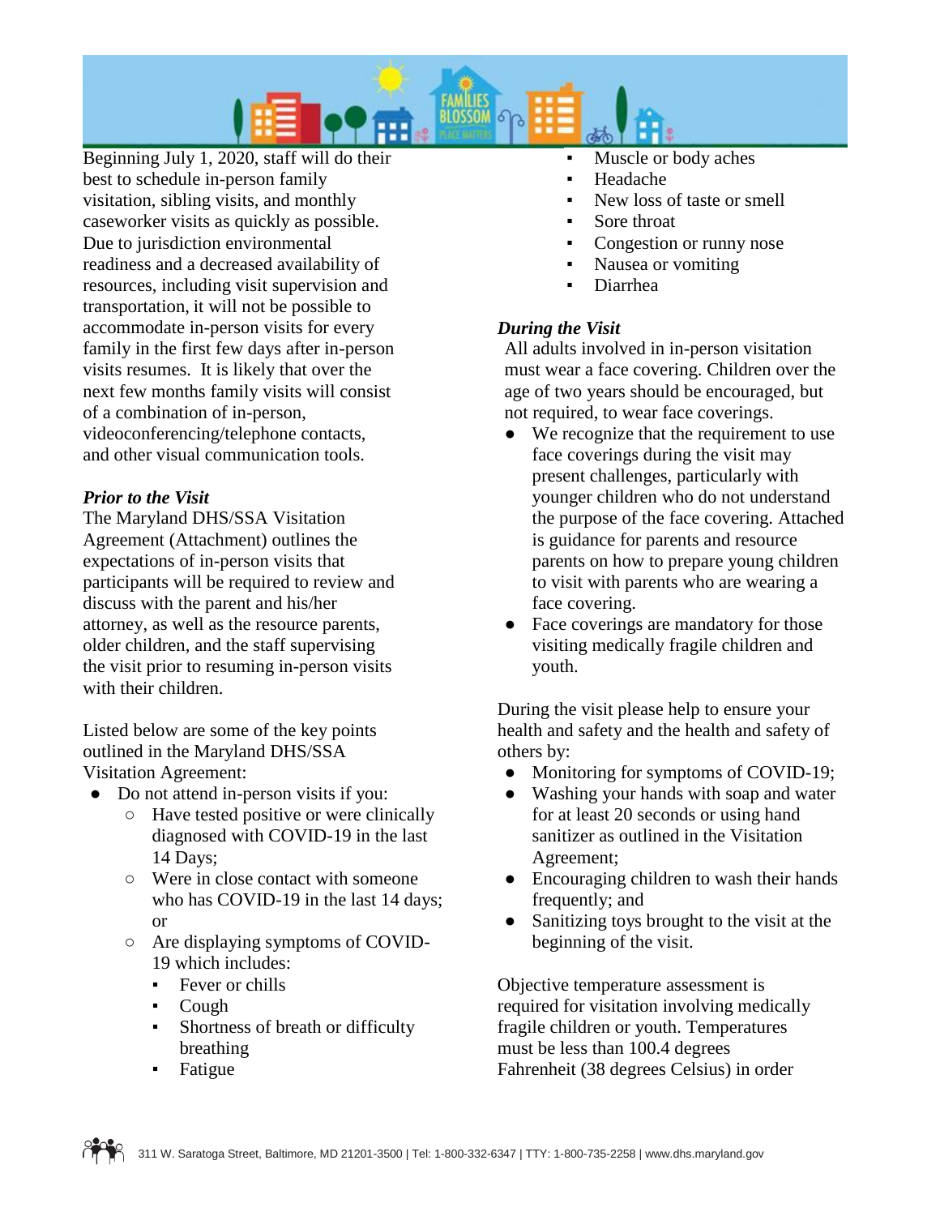Beginning July 1, 2020, staff will do their best to schedule in-person family visitation, sibling visits, and monthly caseworker visits as quickly as possible. Due to jurisdiction environmental readiness and a decreased availability of resources, including visit supervision and transportation, it will not be possible to accommodate in-person visits for every family in the first few days after in-person visits resumes. It is likely that over the next few months family visits will consist of a combination of in-person, videoconferencing/telephone contacts, and other visual communication tools.

***Prior to the Visit***

The Maryland DHS/SSA Visitation Agreement (Attachment) outlines the expectations of in-person visits that participants will be required to review and discuss with the parent and his/her attorney, as well as the resource parents, older children, and the staff supervising the visit prior to resuming in-person visits with their children.

Listed below are some of the key points outlined in the Maryland DHS/SSA Visitation Agreement:

- Do not attend in-person visits if you:
  - Have tested positive or were clinically diagnosed with COVID-19 in the last 14 Days;
  - Were in close contact with someone who has COVID-19 in the last 14 days; or
  - Are displaying symptoms of COVID-19 which includes:
    - Fever or chills
    - Cough
    - Shortness of breath or difficulty breathing
    - Fatigue
    - Muscle or body aches
    - Headache
    - New loss of taste or smell
    - Sore throat
    - Congestion or runny nose
    - Nausea or vomiting
    - Diarrhea

***During the Visit***

All adults involved in in-person visitation must wear a face covering. Children over the age of two years should be encouraged, but not required, to wear face coverings.

- We recognize that the requirement to use face coverings during the visit may present challenges, particularly with younger children who do not understand the purpose of the face covering. Attached is guidance for parents and resource parents on how to prepare young children to visit with parents who are wearing a face covering.
- Face coverings are mandatory for those visiting medically fragile children and youth.

During the visit please help to ensure your health and safety and the health and safety of others by:

- Monitoring for symptoms of COVID-19;
- Washing your hands with soap and water for at least 20 seconds or using hand sanitizer as outlined in the Visitation Agreement;
- Encouraging children to wash their hands frequently; and
- Sanitizing toys brought to the visit at the beginning of the visit.

Objective temperature assessment is required for visitation involving medically fragile children or youth. Temperatures must be less than 100.4 degrees Fahrenheit (38 degrees Celsius) in order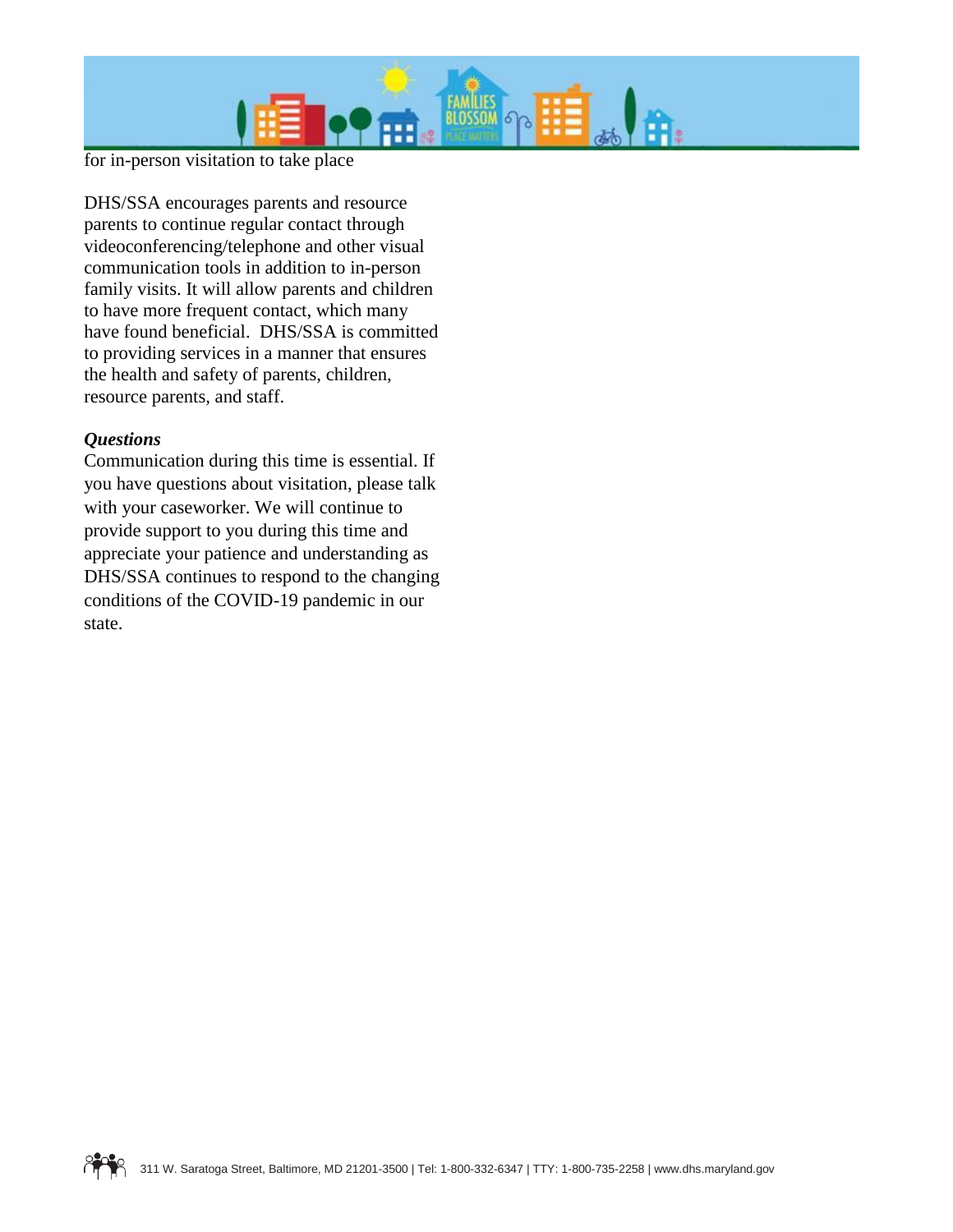for in-person visitation to take place

DHS/SSA encourages parents and resource parents to continue regular contact through videoconferencing/telephone and other visual communication tools in addition to in-person family visits. It will allow parents and children to have more frequent contact, which many have found beneficial. DHS/SSA is committed to providing services in a manner that ensures the health and safety of parents, children, resource parents, and staff.

***Questions***

Communication during this time is essential. If you have questions about visitation, please talk with your caseworker. We will continue to provide support to you during this time and appreciate your patience and understanding as DHS/SSA continues to respond to the changing conditions of the COVID-19 pandemic in our state.